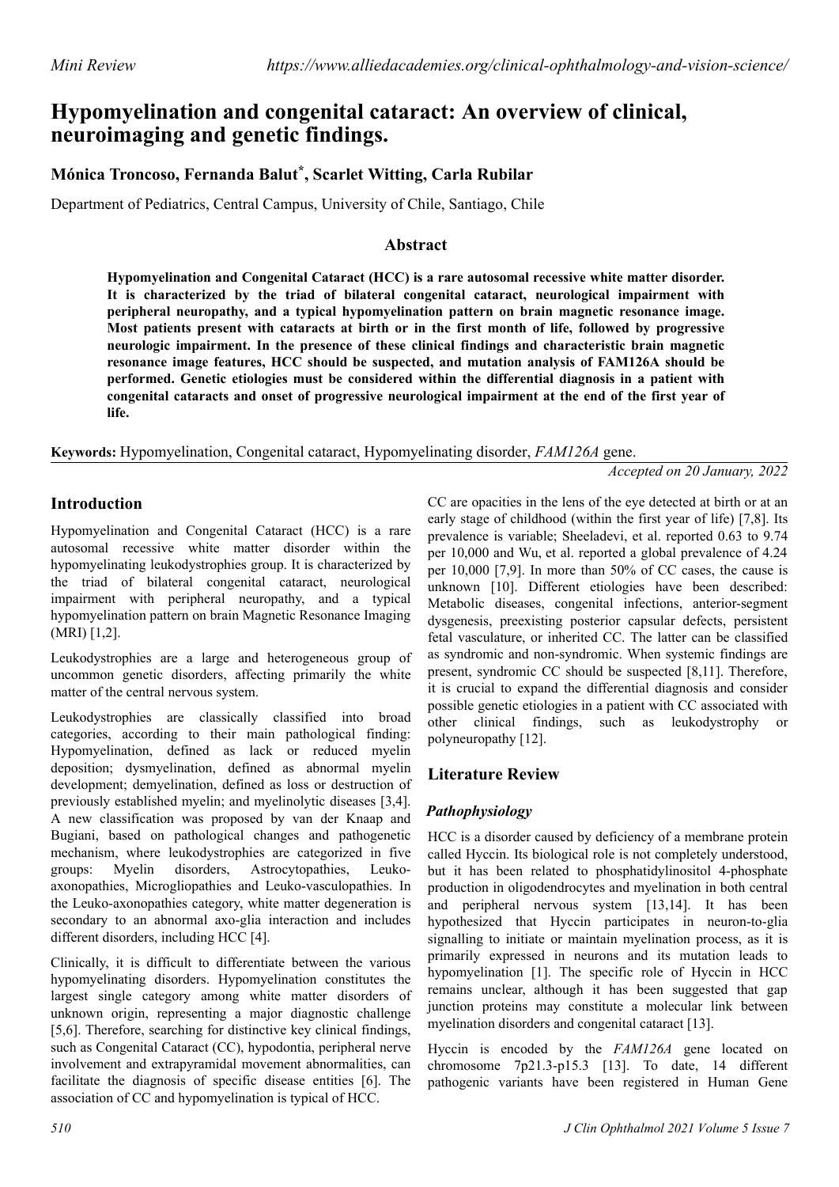# Hypomyelination and congenital cataract: An overview of clinical, neuroimaging and genetic findings.

**Mónica Troncoso, Fernanda Balut*, Scarlet Witting, Carla Rubilar**

Department of Pediatrics, Central Campus, University of Chile, Santiago, Chile

## Abstract

**Hypomyelination and Congenital Cataract (HCC) is a rare autosomal recessive white matter disorder. It is characterized by the triad of bilateral congenital cataract, neurological impairment with peripheral neuropathy, and a typical hypomyelination pattern on brain magnetic resonance image. Most patients present with cataracts at birth or in the first month of life, followed by progressive neurologic impairment. In the presence of these clinical findings and characteristic brain magnetic resonance image features, HCC should be suspected, and mutation analysis of FAM126A should be performed. Genetic etiologies must be considered within the differential diagnosis in a patient with congenital cataracts and onset of progressive neurological impairment at the end of the first year of life.**

**Keywords:** Hypomyelination, Congenital cataract, Hypomyelinating disorder, *FAM126A* gene.

*Accepted on 20 January, 2022*

## Introduction

Hypomyelination and Congenital Cataract (HCC) is a rare autosomal recessive white matter disorder within the hypomyelinating leukodystrophies group. It is characterized by the triad of bilateral congenital cataract, neurological impairment with peripheral neuropathy, and a typical hypomyelination pattern on brain Magnetic Resonance Imaging (MRI) [1,2].

Leukodystrophies are a large and heterogeneous group of uncommon genetic disorders, affecting primarily the white matter of the central nervous system.

Leukodystrophies are classically classified into broad categories, according to their main pathological finding: Hypomyelination, defined as lack or reduced myelin deposition; dysmyelination, defined as abnormal myelin development; demyelination, defined as loss or destruction of previously established myelin; and myelinolytic diseases [3,4]. A new classification was proposed by van der Knaap and Bugiani, based on pathological changes and pathogenetic mechanism, where leukodystrophies are categorized in five groups: Myelin disorders, Astrocytopathies, Leuko-axonopathies, Microgliopathies and Leuko-vasculopathies. In the Leuko-axonopathies category, white matter degeneration is secondary to an abnormal axo-glia interaction and includes different disorders, including HCC [4].

Clinically, it is difficult to differentiate between the various hypomyelinating disorders. Hypomyelination constitutes the largest single category among white matter disorders of unknown origin, representing a major diagnostic challenge [5,6]. Therefore, searching for distinctive key clinical findings, such as Congenital Cataract (CC), hypodontia, peripheral nerve involvement and extrapyramidal movement abnormalities, can facilitate the diagnosis of specific disease entities [6]. The association of CC and hypomyelination is typical of HCC.

CC are opacities in the lens of the eye detected at birth or at an early stage of childhood (within the first year of life) [7,8]. Its prevalence is variable; Sheeladevi, et al. reported 0.63 to 9.74 per 10,000 and Wu, et al. reported a global prevalence of 4.24 per 10,000 [7,9]. In more than 50% of CC cases, the cause is unknown [10]. Different etiologies have been described: Metabolic diseases, congenital infections, anterior-segment dysgenesis, preexisting posterior capsular defects, persistent fetal vasculature, or inherited CC. The latter can be classified as syndromic and non-syndromic. When systemic findings are present, syndromic CC should be suspected [8,11]. Therefore, it is crucial to expand the differential diagnosis and consider possible genetic etiologies in a patient with CC associated with other clinical findings, such as leukodystrophy or polyneuropathy [12].

## Literature Review

### Pathophysiology

HCC is a disorder caused by deficiency of a membrane protein called Hyccin. Its biological role is not completely understood, but it has been related to phosphatidylinositol 4-phosphate production in oligodendrocytes and myelination in both central and peripheral nervous system [13,14]. It has been hypothesized that Hyccin participates in neuron-to-glia signalling to initiate or maintain myelination process, as it is primarily expressed in neurons and its mutation leads to hypomyelination [1]. The specific role of Hyccin in HCC remains unclear, although it has been suggested that gap junction proteins may constitute a molecular link between myelination disorders and congenital cataract [13].

Hyccin is encoded by the *FAM126A* gene located on chromosome 7p21.3-p15.3 [13]. To date, 14 different pathogenic variants have been registered in Human Gene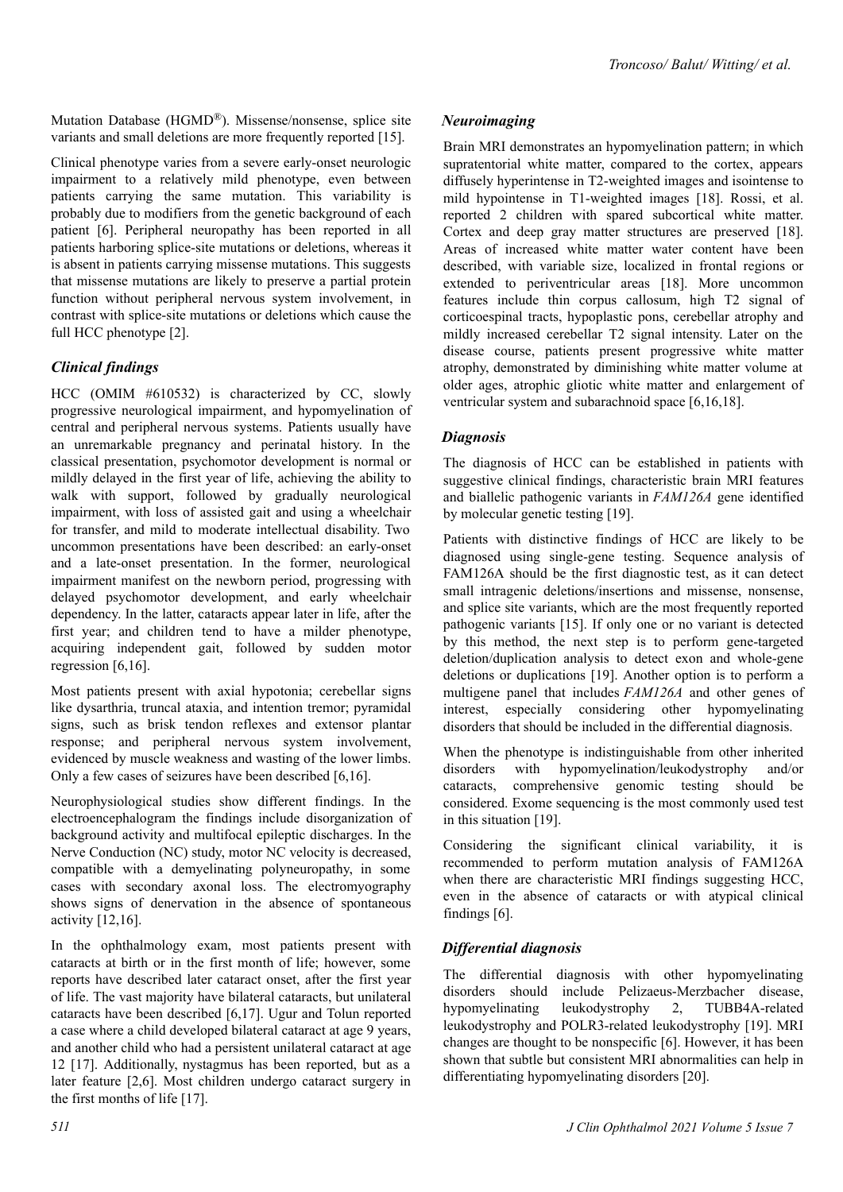Mutation Database (HGMD®). Missense/nonsense, splice site variants and small deletions are more frequently reported [15].

Clinical phenotype varies from a severe early-onset neurologic impairment to a relatively mild phenotype, even between patients carrying the same mutation. This variability is probably due to modifiers from the genetic background of each patient [6]. Peripheral neuropathy has been reported in all patients harboring splice-site mutations or deletions, whereas it is absent in patients carrying missense mutations. This suggests that missense mutations are likely to preserve a partial protein function without peripheral nervous system involvement, in contrast with splice-site mutations or deletions which cause the full HCC phenotype [2].

## *Clinical findings*

HCC (OMIM #610532) is characterized by CC, slowly progressive neurological impairment, and hypomyelination of central and peripheral nervous systems. Patients usually have an unremarkable pregnancy and perinatal history. In the classical presentation, psychomotor development is normal or mildly delayed in the first year of life, achieving the ability to walk with support, followed by gradually neurological impairment, with loss of assisted gait and using a wheelchair for transfer, and mild to moderate intellectual disability. Two uncommon presentations have been described: an early-onset and a late-onset presentation. In the former, neurological impairment manifest on the newborn period, progressing with delayed psychomotor development, and early wheelchair dependency. In the latter, cataracts appear later in life, after the first year; and children tend to have a milder phenotype, acquiring independent gait, followed by sudden motor regression [6,16].

Most patients present with axial hypotonia; cerebellar signs like dysarthria, truncal ataxia, and intention tremor; pyramidal signs, such as brisk tendon reflexes and extensor plantar response; and peripheral nervous system involvement, evidenced by muscle weakness and wasting of the lower limbs. Only a few cases of seizures have been described [6,16].

Neurophysiological studies show different findings. In the electroencephalogram the findings include disorganization of background activity and multifocal epileptic discharges. In the Nerve Conduction (NC) study, motor NC velocity is decreased, compatible with a demyelinating polyneuropathy, in some cases with secondary axonal loss. The electromyography shows signs of denervation in the absence of spontaneous activity [12,16].

In the ophthalmology exam, most patients present with cataracts at birth or in the first month of life; however, some reports have described later cataract onset, after the first year of life. The vast majority have bilateral cataracts, but unilateral cataracts have been described [6,17]. Ugur and Tolun reported a case where a child developed bilateral cataract at age 9 years, and another child who had a persistent unilateral cataract at age 12 [17]. Additionally, nystagmus has been reported, but as a later feature [2,6]. Most children undergo cataract surgery in the first months of life [17].

## *Neuroimaging*

Brain MRI demonstrates an hypomyelination pattern; in which supratentorial white matter, compared to the cortex, appears diffusely hyperintense in T2-weighted images and isointense to mild hypointense in T1-weighted images [18]. Rossi, et al. reported 2 children with spared subcortical white matter. Cortex and deep gray matter structures are preserved [18]. Areas of increased white matter water content have been described, with variable size, localized in frontal regions or extended to periventricular areas [18]. More uncommon features include thin corpus callosum, high T2 signal of corticoespinal tracts, hypoplastic pons, cerebellar atrophy and mildly increased cerebellar T2 signal intensity. Later on the disease course, patients present progressive white matter atrophy, demonstrated by diminishing white matter volume at older ages, atrophic gliotic white matter and enlargement of ventricular system and subarachnoid space [6,16,18].

## *Diagnosis*

The diagnosis of HCC can be established in patients with suggestive clinical findings, characteristic brain MRI features and biallelic pathogenic variants in *FAM126A* gene identified by molecular genetic testing [19].

Patients with distinctive findings of HCC are likely to be diagnosed using single-gene testing. Sequence analysis of FAM126A should be the first diagnostic test, as it can detect small intragenic deletions/insertions and missense, nonsense, and splice site variants, which are the most frequently reported pathogenic variants [15]. If only one or no variant is detected by this method, the next step is to perform gene-targeted deletion/duplication analysis to detect exon and whole-gene deletions or duplications [19]. Another option is to perform a multigene panel that includes *FAM126A* and other genes of interest, especially considering other hypomyelinating disorders that should be included in the differential diagnosis.

When the phenotype is indistinguishable from other inherited disorders with hypomyelination/leukodystrophy and/or cataracts, comprehensive genomic testing should be considered. Exome sequencing is the most commonly used test in this situation [19].

Considering the significant clinical variability, it is recommended to perform mutation analysis of FAM126A when there are characteristic MRI findings suggesting HCC, even in the absence of cataracts or with atypical clinical findings [6].

## *Differential diagnosis*

The differential diagnosis with other hypomyelinating disorders should include Pelizaeus-Merzbacher disease, hypomyelinating leukodystrophy 2, TUBB4A-related leukodystrophy and POLR3-related leukodystrophy [19]. MRI changes are thought to be nonspecific [6]. However, it has been shown that subtle but consistent MRI abnormalities can help in differentiating hypomyelinating disorders [20].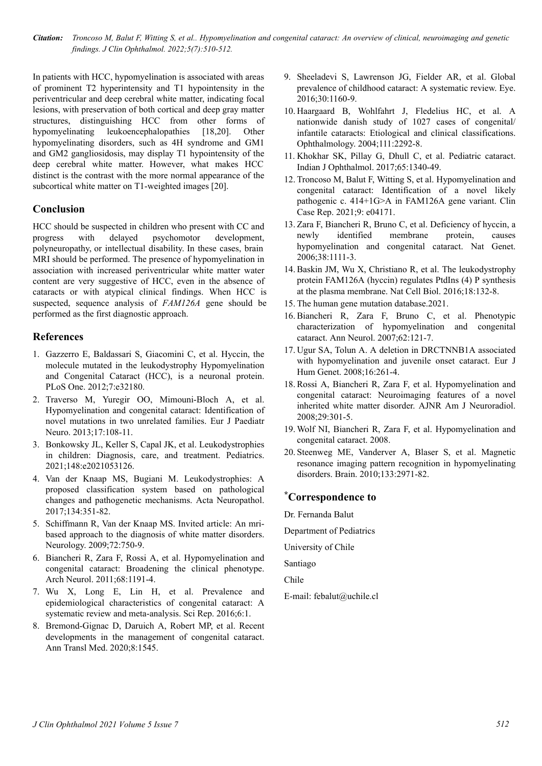In patients with HCC, hypomyelination is associated with areas of prominent T2 hyperintensity and T1 hypointensity in the periventricular and deep cerebral white matter, indicating focal lesions, with preservation of both cortical and deep gray matter structures, distinguishing HCC from other forms of hypomyelinating leukoencephalopathies [18,20]. Other hypomyelinating disorders, such as 4H syndrome and GM1 and GM2 gangliosidosis, may display T1 hypointensity of the deep cerebral white matter. However, what makes HCC distinct is the contrast with the more normal appearance of the subcortical white matter on T1-weighted images [20].

## Conclusion

HCC should be suspected in children who present with CC and progress with delayed psychomotor development, polyneuropathy, or intellectual disability. In these cases, brain MRI should be performed. The presence of hypomyelination in association with increased periventricular white matter water content are very suggestive of HCC, even in the absence of cataracts or with atypical clinical findings. When HCC is suspected, sequence analysis of *FAM126A* gene should be performed as the first diagnostic approach.

## References

1. Gazzerro E, Baldassari S, Giacomini C, et al. Hyccin, the molecule mutated in the leukodystrophy Hypomyelination and Congenital Cataract (HCC), is a neuronal protein. PLoS One. 2012;7:e32180.
2. Traverso M, Yuregir OO, Mimouni-Bloch A, et al. Hypomyelination and congenital cataract: Identification of novel mutations in two unrelated families. Eur J Paediatr Neuro. 2013;17:108-11.
3. Bonkowsky JL, Keller S, Capal JK, et al. Leukodystrophies in children: Diagnosis, care, and treatment. Pediatrics. 2021;148:e2021053126.
4. Van der Knaap MS, Bugiani M. Leukodystrophies: A proposed classification system based on pathological changes and pathogenetic mechanisms. Acta Neuropathol. 2017;134:351-82.
5. Schiffmann R, Van der Knaap MS. Invited article: An mri-based approach to the diagnosis of white matter disorders. Neurology. 2009;72:750-9.
6. Biancheri R, Zara F, Rossi A, et al. Hypomyelination and congenital cataract: Broadening the clinical phenotype. Arch Neurol. 2011;68:1191-4.
7. Wu X, Long E, Lin H, et al. Prevalence and epidemiological characteristics of congenital cataract: A systematic review and meta-analysis. Sci Rep. 2016;6:1.
8. Bremond-Gignac D, Daruich A, Robert MP, et al. Recent developments in the management of congenital cataract. Ann Transl Med. 2020;8:1545.
9. Sheeladevi S, Lawrenson JG, Fielder AR, et al. Global prevalence of childhood cataract: A systematic review. Eye. 2016;30:1160-9.
10. Haargaard B, Wohlfahrt J, Fledelius HC, et al. A nationwide danish study of 1027 cases of congenital/ infantile cataracts: Etiological and clinical classifications. Ophthalmology. 2004;111:2292-8.
11. Khokhar SK, Pillay G, Dhull C, et al. Pediatric cataract. Indian J Ophthalmol. 2017;65:1340-49.
12. Troncoso M, Balut F, Witting S, et al. Hypomyelination and congenital cataract: Identification of a novel likely pathogenic c. 414+1G>A in FAM126A gene variant. Clin Case Rep. 2021;9: e04171.
13. Zara F, Biancheri R, Bruno C, et al. Deficiency of hyccin, a newly identified membrane protein, causes hypomyelination and congenital cataract. Nat Genet. 2006;38:1111-3.
14. Baskin JM, Wu X, Christiano R, et al. The leukodystrophy protein FAM126A (hyccin) regulates PtdIns (4) P synthesis at the plasma membrane. Nat Cell Biol. 2016;18:132-8.
15. The human gene mutation database.2021.
16. Biancheri R, Zara F, Bruno C, et al. Phenotypic characterization of hypomyelination and congenital cataract. Ann Neurol. 2007;62:121-7.
17. Ugur SA, Tolun A. A deletion in DRCTNNB1A associated with hypomyelination and juvenile onset cataract. Eur J Hum Genet. 2008;16:261-4.
18. Rossi A, Biancheri R, Zara F, et al. Hypomyelination and congenital cataract: Neuroimaging features of a novel inherited white matter disorder. AJNR Am J Neuroradiol. 2008;29:301-5.
19. Wolf NI, Biancheri R, Zara F, et al. Hypomyelination and congenital cataract. 2008.
20. Steenweg ME, Vanderver A, Blaser S, et al. Magnetic resonance imaging pattern recognition in hypomyelinating disorders. Brain. 2010;133:2971-82.

## *Correspondence to

Dr. Fernanda Balut

Department of Pediatrics

University of Chile

Santiago

Chile

E-mail: febalut@uchile.cl